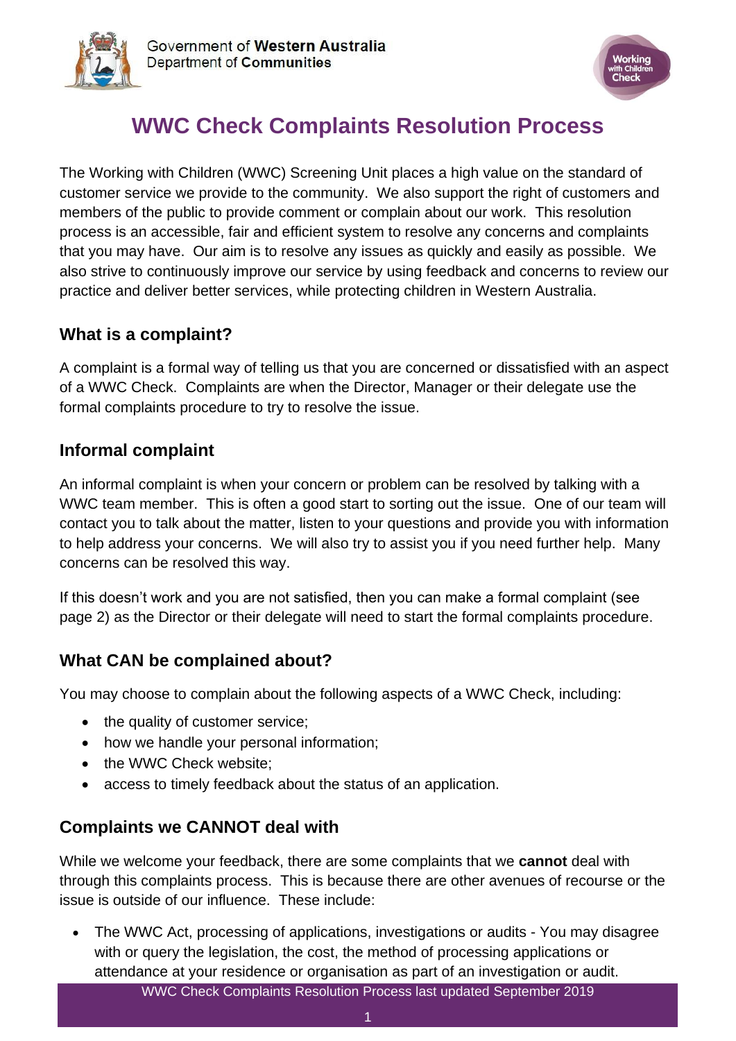Government of **Western Australia**
Department of **Communities**

# WWC Check Complaints Resolution Process

The Working with Children (WWC) Screening Unit places a high value on the standard of customer service we provide to the community. We also support the right of customers and members of the public to provide comment or complain about our work. This resolution process is an accessible, fair and efficient system to resolve any concerns and complaints that you may have. Our aim is to resolve any issues as quickly and easily as possible. We also strive to continuously improve our service by using feedback and concerns to review our practice and deliver better services, while protecting children in Western Australia.

## What is a complaint?

A complaint is a formal way of telling us that you are concerned or dissatisfied with an aspect of a WWC Check. Complaints are when the Director, Manager or their delegate use the formal complaints procedure to try to resolve the issue.

## Informal complaint

An informal complaint is when your concern or problem can be resolved by talking with a WWC team member. This is often a good start to sorting out the issue. One of our team will contact you to talk about the matter, listen to your questions and provide you with information to help address your concerns. We will also try to assist you if you need further help. Many concerns can be resolved this way.

If this doesn't work and you are not satisfied, then you can make a formal complaint (see page 2) as the Director or their delegate will need to start the formal complaints procedure.

## What CAN be complained about?

You may choose to complain about the following aspects of a WWC Check, including:

- the quality of customer service;
- how we handle your personal information;
- the WWC Check website;
- access to timely feedback about the status of an application.

## Complaints we CANNOT deal with

While we welcome your feedback, there are some complaints that we **cannot** deal with through this complaints process. This is because there are other avenues of recourse or the issue is outside of our influence. These include:

- The WWC Act, processing of applications, investigations or audits - You may disagree with or query the legislation, the cost, the method of processing applications or attendance at your residence or organisation as part of an investigation or audit.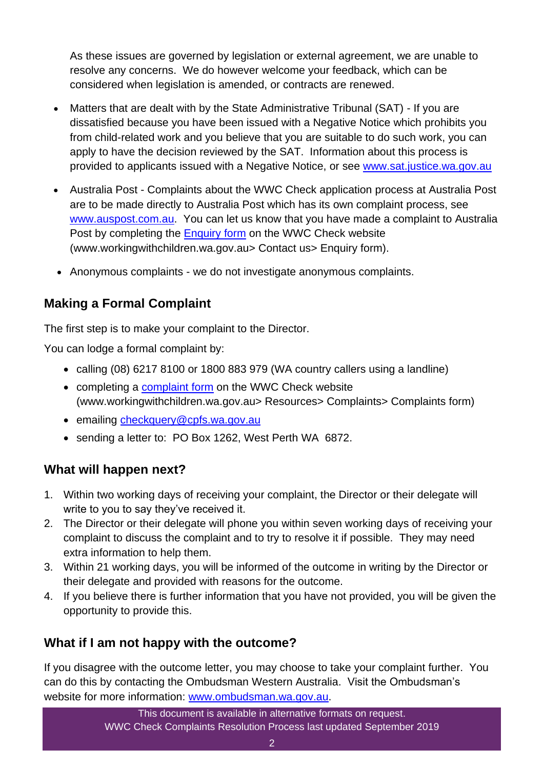As these issues are governed by legislation or external agreement, we are unable to resolve any concerns. We do however welcome your feedback, which can be considered when legislation is amended, or contracts are renewed.

- Matters that are dealt with by the State Administrative Tribunal (SAT) - If you are dissatisfied because you have been issued with a Negative Notice which prohibits you from child-related work and you believe that you are suitable to do such work, you can apply to have the decision reviewed by the SAT. Information about this process is provided to applicants issued with a Negative Notice, or see www.sat.justice.wa.gov.au
- Australia Post - Complaints about the WWC Check application process at Australia Post are to be made directly to Australia Post which has its own complaint process, see www.auspost.com.au. You can let us know that you have made a complaint to Australia Post by completing the Enquiry form on the WWC Check website (www.workingwithchildren.wa.gov.au> Contact us> Enquiry form).
- Anonymous complaints - we do not investigate anonymous complaints.

## Making a Formal Complaint

The first step is to make your complaint to the Director.

You can lodge a formal complaint by:

- calling (08) 6217 8100 or 1800 883 979 (WA country callers using a landline)
- completing a complaint form on the WWC Check website (www.workingwithchildren.wa.gov.au> Resources> Complaints> Complaints form)
- emailing checkquery@cpfs.wa.gov.au
- sending a letter to: PO Box 1262, West Perth WA 6872.

## What will happen next?

1. Within two working days of receiving your complaint, the Director or their delegate will write to you to say they've received it.
2. The Director or their delegate will phone you within seven working days of receiving your complaint to discuss the complaint and to try to resolve it if possible. They may need extra information to help them.
3. Within 21 working days, you will be informed of the outcome in writing by the Director or their delegate and provided with reasons for the outcome.
4. If you believe there is further information that you have not provided, you will be given the opportunity to provide this.

## What if I am not happy with the outcome?

If you disagree with the outcome letter, you may choose to take your complaint further. You can do this by contacting the Ombudsman Western Australia. Visit the Ombudsman's website for more information: www.ombudsman.wa.gov.au.

This document is available in alternative formats on request.
WWC Check Complaints Resolution Process last updated September 2019